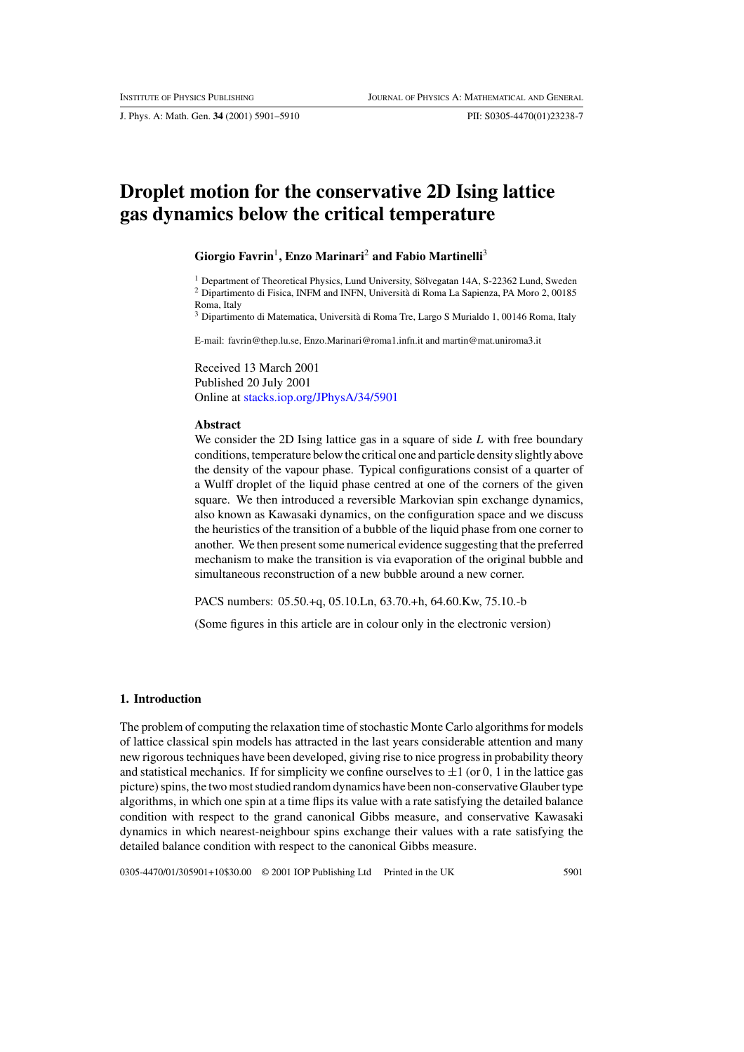# Droplet motion for the conservative 2D Ising lattice gas dynamics below the critical temperature

**Giorgio Favrin[1], Enzo Marinari[2] and Fabio Martinelli[3]**

[1] Department of Theoretical Physics, Lund University, Sölvegatan 14A, S-22362 Lund, Sweden
[2] Dipartimento di Fisica, INFM and INFN, Università di Roma La Sapienza, PA Moro 2, 00185 Roma, Italy
[3] Dipartimento di Matematica, Università di Roma Tre, Largo S Murialdo 1, 00146 Roma, Italy

E-mail: favrin@thep.lu.se, Enzo.Marinari@roma1.infn.it and martin@mat.uniroma3.it

Received 13 March 2001
Published 20 July 2001
Online at stacks.iop.org/JPhysA/34/5901

### Abstract

We consider the 2D Ising lattice gas in a square of side $L$ with free boundary conditions, temperature below the critical one and particle density slightly above the density of the vapour phase. Typical configurations consist of a quarter of a Wulff droplet of the liquid phase centred at one of the corners of the given square. We then introduced a reversible Markovian spin exchange dynamics, also known as Kawasaki dynamics, on the configuration space and we discuss the heuristics of the transition of a bubble of the liquid phase from one corner to another. We then present some numerical evidence suggesting that the preferred mechanism to make the transition is via evaporation of the original bubble and simultaneous reconstruction of a new bubble around a new corner.

PACS numbers: 05.50.+q, 05.10.Ln, 63.70.+h, 64.60.Kw, 75.10.-b

(Some figures in this article are in colour only in the electronic version)

## 1. Introduction

The problem of computing the relaxation time of stochastic Monte Carlo algorithms for models of lattice classical spin models has attracted in the last years considerable attention and many new rigorous techniques have been developed, giving rise to nice progress in probability theory and statistical mechanics. If for simplicity we confine ourselves to $\pm 1$ (or 0, 1 in the lattice gas picture) spins, the two most studied random dynamics have been non-conservative Glauber type algorithms, in which one spin at a time flips its value with a rate satisfying the detailed balance condition with respect to the grand canonical Gibbs measure, and conservative Kawasaki dynamics in which nearest-neighbour spins exchange their values with a rate satisfying the detailed balance condition with respect to the canonical Gibbs measure.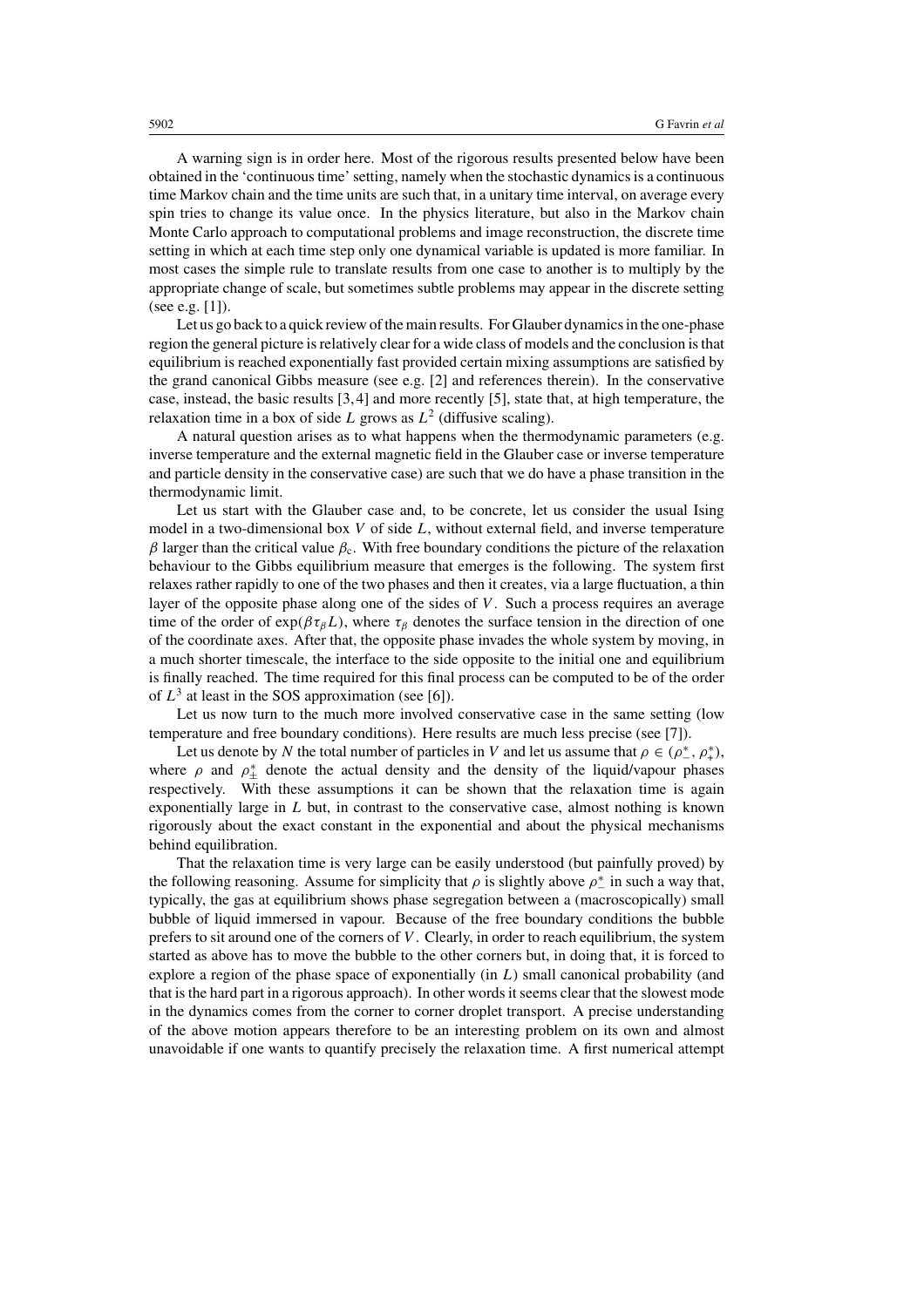A warning sign is in order here. Most of the rigorous results presented below have been obtained in the 'continuous time' setting, namely when the stochastic dynamics is a continuous time Markov chain and the time units are such that, in a unitary time interval, on average every spin tries to change its value once. In the physics literature, but also in the Markov chain Monte Carlo approach to computational problems and image reconstruction, the discrete time setting in which at each time step only one dynamical variable is updated is more familiar. In most cases the simple rule to translate results from one case to another is to multiply by the appropriate change of scale, but sometimes subtle problems may appear in the discrete setting (see e.g. [1]).

Let us go back to a quick review of the main results. For Glauber dynamics in the one-phase region the general picture is relatively clear for a wide class of models and the conclusion is that equilibrium is reached exponentially fast provided certain mixing assumptions are satisfied by the grand canonical Gibbs measure (see e.g. [2] and references therein). In the conservative case, instead, the basic results [3, 4] and more recently [5], state that, at high temperature, the relaxation time in a box of side $L$ grows as $L^2$ (diffusive scaling).

A natural question arises as to what happens when the thermodynamic parameters (e.g. inverse temperature and the external magnetic field in the Glauber case or inverse temperature and particle density in the conservative case) are such that we do have a phase transition in the thermodynamic limit.

Let us start with the Glauber case and, to be concrete, let us consider the usual Ising model in a two-dimensional box $V$ of side $L$, without external field, and inverse temperature $\beta$ larger than the critical value $\beta_c$. With free boundary conditions the picture of the relaxation behaviour to the Gibbs equilibrium measure that emerges is the following. The system first relaxes rather rapidly to one of the two phases and then it creates, via a large fluctuation, a thin layer of the opposite phase along one of the sides of $V$. Such a process requires an average time of the order of $\exp(\beta\tau_\beta L)$, where $\tau_\beta$ denotes the surface tension in the direction of one of the coordinate axes. After that, the opposite phase invades the whole system by moving, in a much shorter timescale, the interface to the side opposite to the initial one and equilibrium is finally reached. The time required for this final process can be computed to be of the order of $L^3$ at least in the SOS approximation (see [6]).

Let us now turn to the much more involved conservative case in the same setting (low temperature and free boundary conditions). Here results are much less precise (see [7]).

Let us denote by $N$ the total number of particles in $V$ and let us assume that $\rho \in (\rho_-^*, \rho_+^*)$, where $\rho$ and $\rho_\pm^*$ denote the actual density and the density of the liquid/vapour phases respectively. With these assumptions it can be shown that the relaxation time is again exponentially large in $L$ but, in contrast to the conservative case, almost nothing is known rigorously about the exact constant in the exponential and about the physical mechanisms behind equilibration.

That the relaxation time is very large can be easily understood (but painfully proved) by the following reasoning. Assume for simplicity that $\rho$ is slightly above $\rho_-^*$ in such a way that, typically, the gas at equilibrium shows phase segregation between a (macroscopically) small bubble of liquid immersed in vapour. Because of the free boundary conditions the bubble prefers to sit around one of the corners of $V$. Clearly, in order to reach equilibrium, the system started as above has to move the bubble to the other corners but, in doing that, it is forced to explore a region of the phase space of exponentially (in $L$) small canonical probability (and that is the hard part in a rigorous approach). In other words it seems clear that the slowest mode in the dynamics comes from the corner to corner droplet transport. A precise understanding of the above motion appears therefore to be an interesting problem on its own and almost unavoidable if one wants to quantify precisely the relaxation time. A first numerical attempt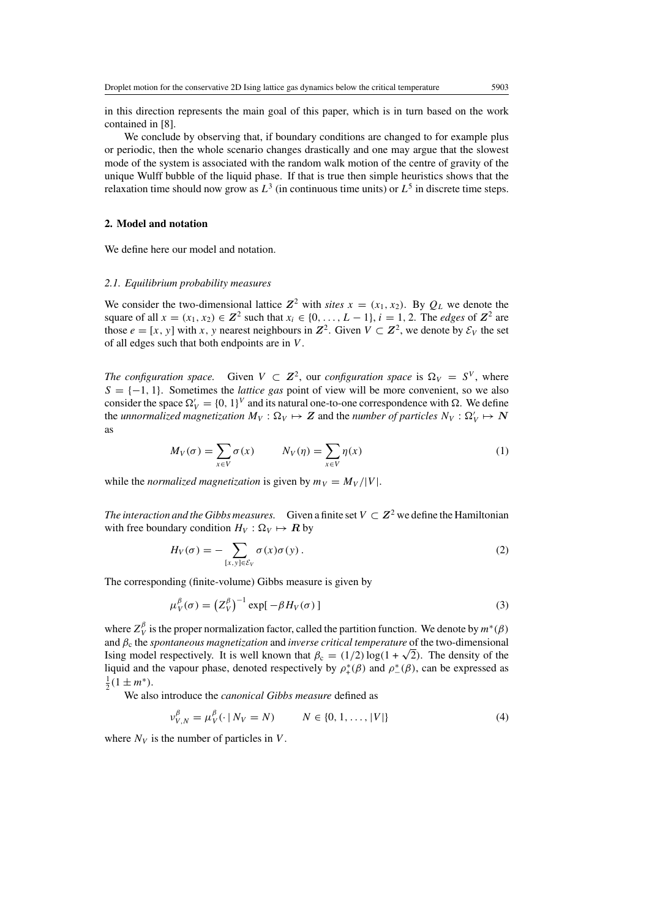in this direction represents the main goal of this paper, which is in turn based on the work contained in [8].

We conclude by observing that, if boundary conditions are changed to for example plus or periodic, then the whole scenario changes drastically and one may argue that the slowest mode of the system is associated with the random walk motion of the centre of gravity of the unique Wulff bubble of the liquid phase. If that is true then simple heuristics shows that the relaxation time should now grow as $L^3$ (in continuous time units) or $L^5$ in discrete time steps.

## 2. Model and notation

We define here our model and notation.

### 2.1. Equilibrium probability measures

We consider the two-dimensional lattice $\mathbf{Z}^2$ with *sites* $x = (x_1, x_2)$. By $Q_L$ we denote the square of all $x = (x_1, x_2) \in \mathbf{Z}^2$ such that $x_i \in \{0, \ldots, L-1\}$, $i = 1, 2$. The *edges* of $\mathbf{Z}^2$ are those $e = [x, y]$ with $x, y$ nearest neighbours in $\mathbf{Z}^2$. Given $V \subset \mathbf{Z}^2$, we denote by $\mathcal{E}_V$ the set of all edges such that both endpoints are in $V$.

*The configuration space.* Given $V \subset \mathbf{Z}^2$, our *configuration space* is $\Omega_V = S^V$, where $S = \{-1, 1\}$. Sometimes the *lattice gas* point of view will be more convenient, so we also consider the space $\Omega'_V = \{0, 1\}^V$ and its natural one-to-one correspondence with $\Omega$. We define the *unnormalized magnetization* $M_V : \Omega_V \mapsto \mathbf{Z}$ and the *number of particles* $N_V : \Omega'_V \mapsto \mathbf{N}$ as

$$M_V(\sigma) = \sum_{x \in V} \sigma(x) \qquad N_V(\eta) = \sum_{x \in V} \eta(x) \tag{1}$$

while the *normalized magnetization* is given by $m_V = M_V/|V|$.

*The interaction and the Gibbs measures.* Given a finite set $V \subset \mathbf{Z}^2$ we define the Hamiltonian with free boundary condition $H_V : \Omega_V \mapsto \mathbf{R}$ by

$$H_V(\sigma) = -\sum_{[x,y] \in \mathcal{E}_V} \sigma(x)\sigma(y)\,. \tag{2}$$

The corresponding (finite-volume) Gibbs measure is given by

$$\mu_V^\beta(\sigma) = \left(Z_V^\beta\right)^{-1} \exp[-\beta H_V(\sigma)\,] \tag{3}$$

where $Z_V^\beta$ is the proper normalization factor, called the partition function. We denote by $m^*(\beta)$ and $\beta_c$ the *spontaneous magnetization* and *inverse critical temperature* of the two-dimensional Ising model respectively. It is well known that $\beta_c = (1/2)\log(1 + \sqrt{2})$. The density of the liquid and the vapour phase, denoted respectively by $\rho_+^*(\beta)$ and $\rho_-^*(\beta)$, can be expressed as $\frac{1}{2}(1 \pm m^*)$.

We also introduce the *canonical Gibbs measure* defined as

$$\nu_{V,N}^\beta = \mu_V^\beta(\cdot \mid N_V = N) \qquad N \in \{0, 1, \ldots, |V|\} \tag{4}$$

where $N_V$ is the number of particles in $V$.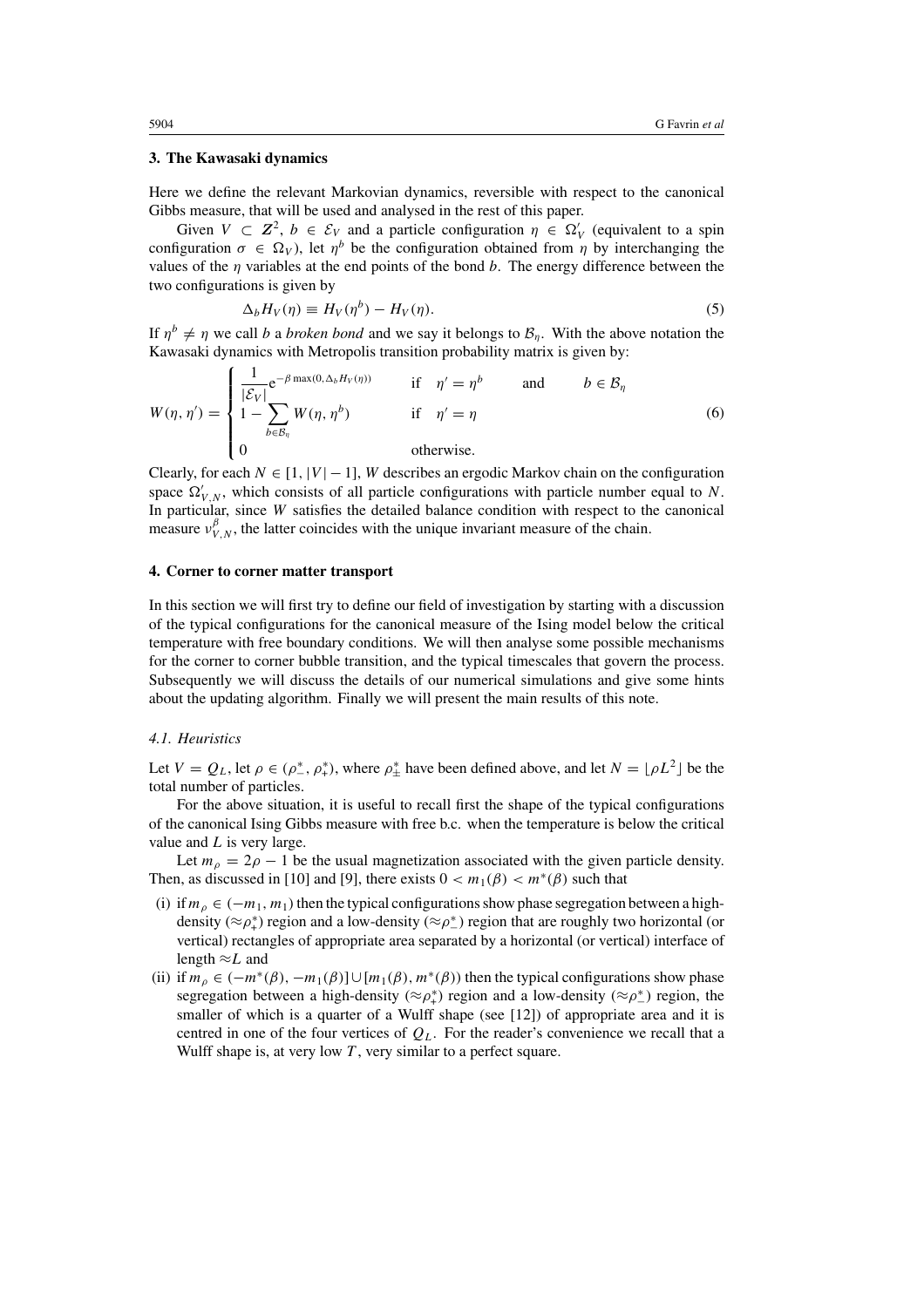## 3. The Kawasaki dynamics

Here we define the relevant Markovian dynamics, reversible with respect to the canonical Gibbs measure, that will be used and analysed in the rest of this paper.

Given $V \subset \mathbf{Z}^2$, $b \in \mathcal{E}_V$ and a particle configuration $\eta \in \Omega'_V$ (equivalent to a spin configuration $\sigma \in \Omega_V$), let $\eta^b$ be the configuration obtained from $\eta$ by interchanging the values of the $\eta$ variables at the end points of the bond $b$. The energy difference between the two configurations is given by

$$\Delta_b H_V(\eta) \equiv H_V(\eta^b) - H_V(\eta). \tag{5}$$

If $\eta^b \neq \eta$ we call $b$ a *broken bond* and we say it belongs to $\mathcal{B}_\eta$. With the above notation the Kawasaki dynamics with Metropolis transition probability matrix is given by:

$$W(\eta, \eta') = \begin{cases} \dfrac{1}{|\mathcal{E}_V|} \mathrm{e}^{-\beta \max(0, \Delta_b H_V(\eta))} & \text{if} \quad \eta' = \eta^b \quad \text{and} \quad b \in \mathcal{B}_\eta \\ 1 - \sum_{b \in \mathcal{B}_\eta} W(\eta, \eta^b) & \text{if} \quad \eta' = \eta \\ 0 & \text{otherwise.} \end{cases} \tag{6}$$

Clearly, for each $N \in [1, |V| - 1]$, $W$ describes an ergodic Markov chain on the configuration space $\Omega'_{V,N}$, which consists of all particle configurations with particle number equal to $N$. In particular, since $W$ satisfies the detailed balance condition with respect to the canonical measure $\nu^\beta_{V,N}$, the latter coincides with the unique invariant measure of the chain.

## 4. Corner to corner matter transport

In this section we will first try to define our field of investigation by starting with a discussion of the typical configurations for the canonical measure of the Ising model below the critical temperature with free boundary conditions. We will then analyse some possible mechanisms for the corner to corner bubble transition, and the typical timescales that govern the process. Subsequently we will discuss the details of our numerical simulations and give some hints about the updating algorithm. Finally we will present the main results of this note.

### *4.1. Heuristics*

Let $V = Q_L$, let $\rho \in (\rho^*_-, \rho^*_+)$, where $\rho^*_\pm$ have been defined above, and let $N = \lfloor \rho L^2 \rfloor$ be the total number of particles.

For the above situation, it is useful to recall first the shape of the typical configurations of the canonical Ising Gibbs measure with free b.c. when the temperature is below the critical value and $L$ is very large.

Let $m_\rho = 2\rho - 1$ be the usual magnetization associated with the given particle density. Then, as discussed in [10] and [9], there exists $0 < m_1(\beta) < m^*(\beta)$ such that

(i) if $m_\rho \in (-m_1, m_1)$ then the typical configurations show phase segregation between a high-density ($\approx \rho^*_+$) region and a low-density ($\approx \rho^*_-$) region that are roughly two horizontal (or vertical) rectangles of appropriate area separated by a horizontal (or vertical) interface of length $\approx L$ and

(ii) if $m_\rho \in (-m^*(\beta), -m_1(\beta)] \cup [m_1(\beta), m^*(\beta))$ then the typical configurations show phase segregation between a high-density ($\approx \rho^*_+$) region and a low-density ($\approx \rho^*_-$) region, the smaller of which is a quarter of a Wulff shape (see [12]) of appropriate area and it is centred in one of the four vertices of $Q_L$. For the reader's convenience we recall that a Wulff shape is, at very low $T$, very similar to a perfect square.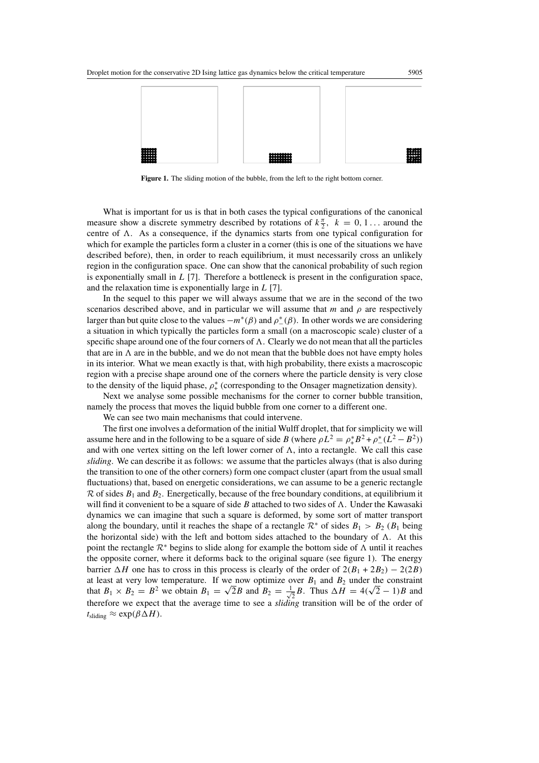**Figure 1.** The sliding motion of the bubble, from the left to the right bottom corner.

What is important for us is that in both cases the typical configurations of the canonical measure show a discrete symmetry described by rotations of $k\frac{\pi}{2}$, $k = 0, 1\ldots$ around the centre of $\Lambda$. As a consequence, if the dynamics starts from one typical configuration for which for example the particles form a cluster in a corner (this is one of the situations we have described before), then, in order to reach equilibrium, it must necessarily cross an unlikely region in the configuration space. One can show that the canonical probability of such region is exponentially small in $L$ [7]. Therefore a bottleneck is present in the configuration space, and the relaxation time is exponentially large in $L$ [7].

In the sequel to this paper we will always assume that we are in the second of the two scenarios described above, and in particular we will assume that $m$ and $\rho$ are respectively larger than but quite close to the values $-m^*(\beta)$ and $\rho_-^*(\beta)$. In other words we are considering a situation in which typically the particles form a small (on a macroscopic scale) cluster of a specific shape around one of the four corners of $\Lambda$. Clearly we do not mean that all the particles that are in $\Lambda$ are in the bubble, and we do not mean that the bubble does not have empty holes in its interior. What we mean exactly is that, with high probability, there exists a macroscopic region with a precise shape around one of the corners where the particle density is very close to the density of the liquid phase, $\rho_+^*$ (corresponding to the Onsager magnetization density).

Next we analyse some possible mechanisms for the corner to corner bubble transition, namely the process that moves the liquid bubble from one corner to a different one.

We can see two main mechanisms that could intervene.

The first one involves a deformation of the initial Wulff droplet, that for simplicity we will assume here and in the following to be a square of side $B$ (where $\rho L^2 = \rho_+^* B^2 + \rho_-^*(L^2 - B^2)$) and with one vertex sitting on the left lower corner of $\Lambda$, into a rectangle. We call this case *sliding*. We can describe it as follows: we assume that the particles always (that is also during the transition to one of the other corners) form one compact cluster (apart from the usual small fluctuations) that, based on energetic considerations, we can assume to be a generic rectangle $\mathcal{R}$ of sides $B_1$ and $B_2$. Energetically, because of the free boundary conditions, at equilibrium it will find it convenient to be a square of side $B$ attached to two sides of $\Lambda$. Under the Kawasaki dynamics we can imagine that such a square is deformed, by some sort of matter transport along the boundary, until it reaches the shape of a rectangle $\mathcal{R}^*$ of sides $B_1 > B_2$ ($B_1$ being the horizontal side) with the left and bottom sides attached to the boundary of $\Lambda$. At this point the rectangle $\mathcal{R}^*$ begins to slide along for example the bottom side of $\Lambda$ until it reaches the opposite corner, where it deforms back to the original square (see figure 1). The energy barrier $\Delta H$ one has to cross in this process is clearly of the order of $2(B_1 + 2B_2) - 2(2B)$ at least at very low temperature. If we now optimize over $B_1$ and $B_2$ under the constraint that $B_1 \times B_2 = B^2$ we obtain $B_1 = \sqrt{2}B$ and $B_2 = \frac{1}{\sqrt{2}}B$. Thus $\Delta H = 4(\sqrt{2} - 1)B$ and therefore we expect that the average time to see a *sliding* transition will be of the order of $t_{\text{sliding}} \approx \exp(\beta \Delta H)$.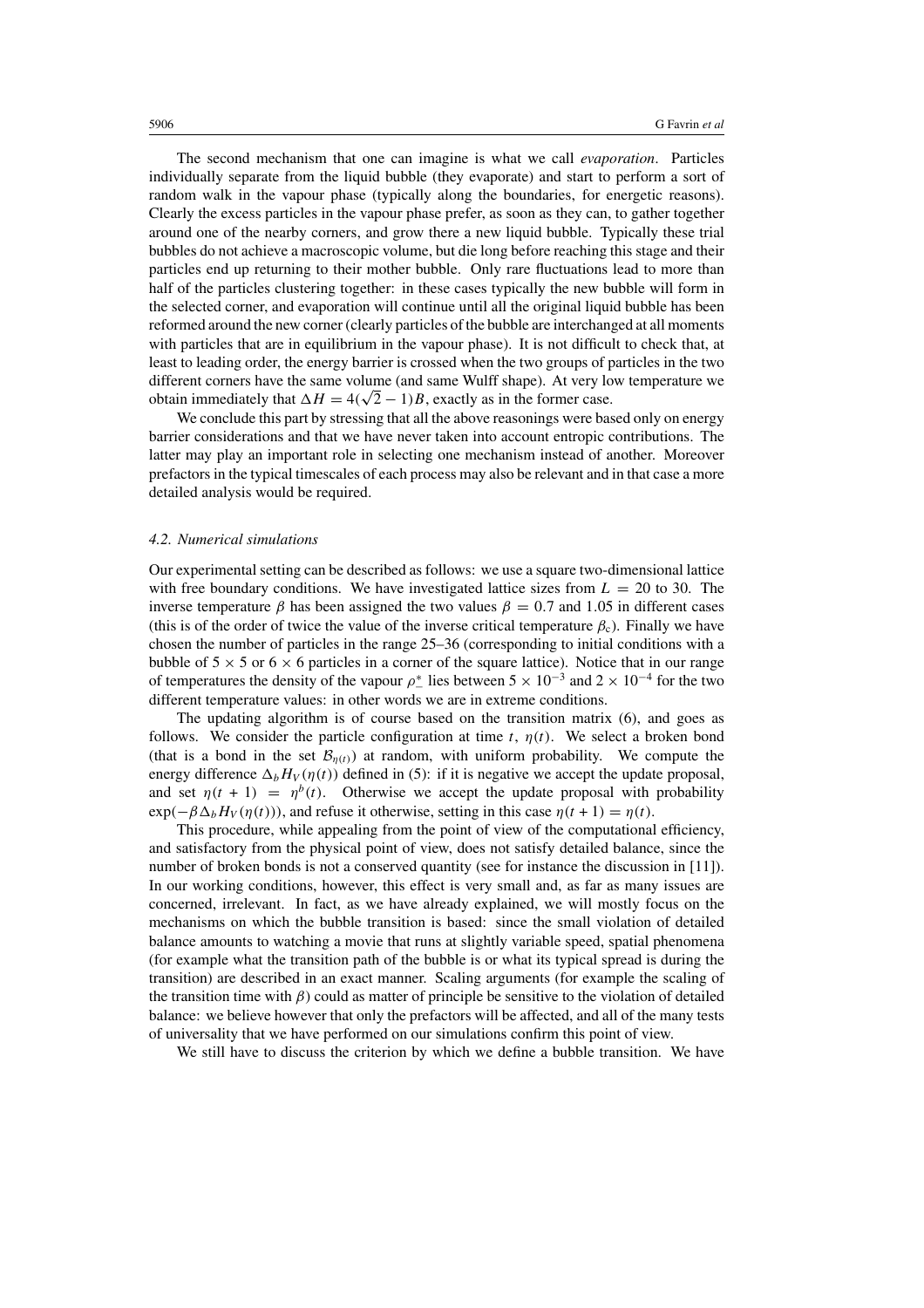The second mechanism that one can imagine is what we call *evaporation*. Particles individually separate from the liquid bubble (they evaporate) and start to perform a sort of random walk in the vapour phase (typically along the boundaries, for energetic reasons). Clearly the excess particles in the vapour phase prefer, as soon as they can, to gather together around one of the nearby corners, and grow there a new liquid bubble. Typically these trial bubbles do not achieve a macroscopic volume, but die long before reaching this stage and their particles end up returning to their mother bubble. Only rare fluctuations lead to more than half of the particles clustering together: in these cases typically the new bubble will form in the selected corner, and evaporation will continue until all the original liquid bubble has been reformed around the new corner (clearly particles of the bubble are interchanged at all moments with particles that are in equilibrium in the vapour phase). It is not difficult to check that, at least to leading order, the energy barrier is crossed when the two groups of particles in the two different corners have the same volume (and same Wulff shape). At very low temperature we obtain immediately that $\Delta H = 4(\sqrt{2} - 1)B$, exactly as in the former case.

We conclude this part by stressing that all the above reasonings were based only on energy barrier considerations and that we have never taken into account entropic contributions. The latter may play an important role in selecting one mechanism instead of another. Moreover prefactors in the typical timescales of each process may also be relevant and in that case a more detailed analysis would be required.

### *4.2. Numerical simulations*

Our experimental setting can be described as follows: we use a square two-dimensional lattice with free boundary conditions. We have investigated lattice sizes from $L = 20$ to 30. The inverse temperature $\beta$ has been assigned the two values $\beta = 0.7$ and 1.05 in different cases (this is of the order of twice the value of the inverse critical temperature $\beta_c$). Finally we have chosen the number of particles in the range 25–36 (corresponding to initial conditions with a bubble of $5 \times 5$ or $6 \times 6$ particles in a corner of the square lattice). Notice that in our range of temperatures the density of the vapour $\rho_-^*$ lies between $5 \times 10^{-3}$ and $2 \times 10^{-4}$ for the two different temperature values: in other words we are in extreme conditions.

The updating algorithm is of course based on the transition matrix (6), and goes as follows. We consider the particle configuration at time $t$, $\eta(t)$. We select a broken bond (that is a bond in the set $\mathcal{B}_{\eta(t)}$) at random, with uniform probability. We compute the energy difference $\Delta_b H_V(\eta(t))$ defined in (5): if it is negative we accept the update proposal, and set $\eta(t+1) = \eta^b(t)$. Otherwise we accept the update proposal with probability $\exp(-\beta \Delta_b H_V(\eta(t)))$, and refuse it otherwise, setting in this case $\eta(t+1) = \eta(t)$.

This procedure, while appealing from the point of view of the computational efficiency, and satisfactory from the physical point of view, does not satisfy detailed balance, since the number of broken bonds is not a conserved quantity (see for instance the discussion in [11]). In our working conditions, however, this effect is very small and, as far as many issues are concerned, irrelevant. In fact, as we have already explained, we will mostly focus on the mechanisms on which the bubble transition is based: since the small violation of detailed balance amounts to watching a movie that runs at slightly variable speed, spatial phenomena (for example what the transition path of the bubble is or what its typical spread is during the transition) are described in an exact manner. Scaling arguments (for example the scaling of the transition time with $\beta$) could as matter of principle be sensitive to the violation of detailed balance: we believe however that only the prefactors will be affected, and all of the many tests of universality that we have performed on our simulations confirm this point of view.

We still have to discuss the criterion by which we define a bubble transition. We have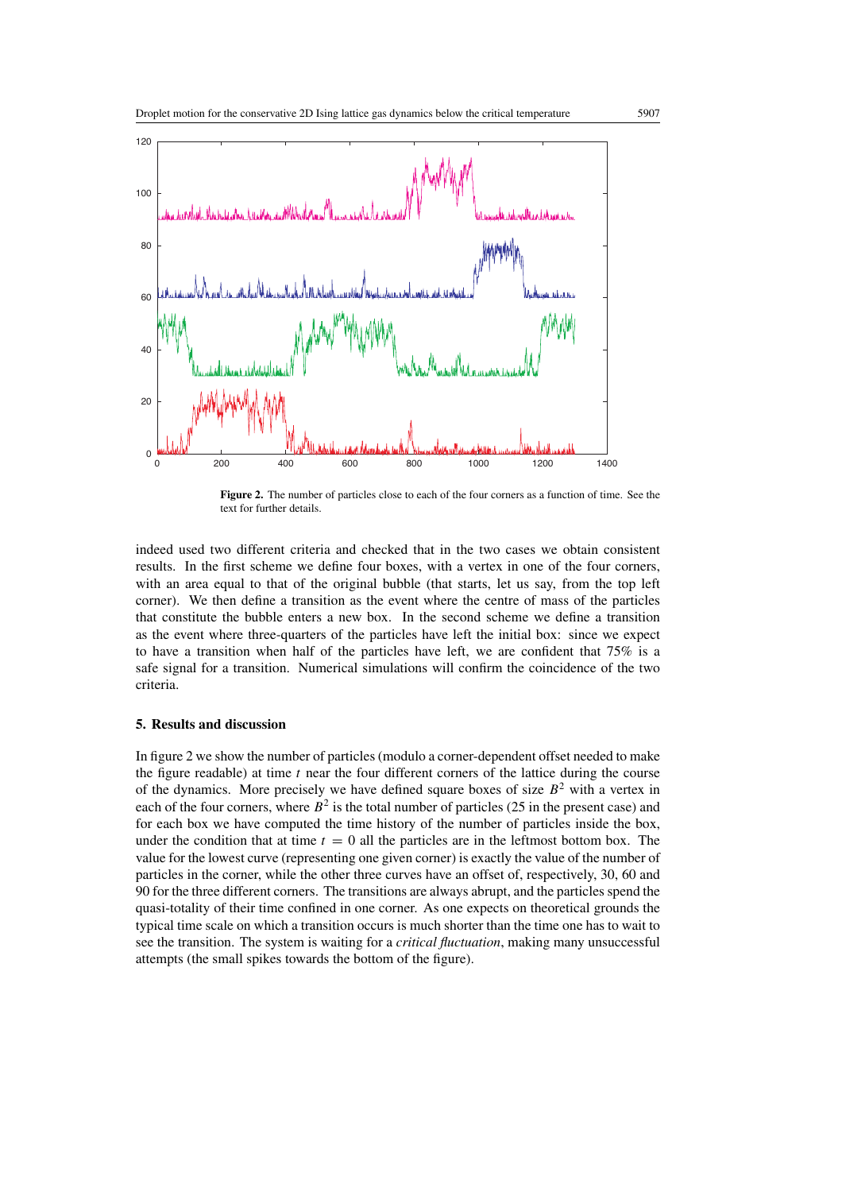**Figure 2.** The number of particles close to each of the four corners as a function of time. See the text for further details.

indeed used two different criteria and checked that in the two cases we obtain consistent results. In the first scheme we define four boxes, with a vertex in one of the four corners, with an area equal to that of the original bubble (that starts, let us say, from the top left corner). We then define a transition as the event where the centre of mass of the particles that constitute the bubble enters a new box. In the second scheme we define a transition as the event where three-quarters of the particles have left the initial box: since we expect to have a transition when half of the particles have left, we are confident that 75% is a safe signal for a transition. Numerical simulations will confirm the coincidence of the two criteria.

## 5. Results and discussion

In figure 2 we show the number of particles (modulo a corner-dependent offset needed to make the figure readable) at time $t$ near the four different corners of the lattice during the course of the dynamics. More precisely we have defined square boxes of size $B^2$ with a vertex in each of the four corners, where $B^2$ is the total number of particles (25 in the present case) and for each box we have computed the time history of the number of particles inside the box, under the condition that at time $t = 0$ all the particles are in the leftmost bottom box. The value for the lowest curve (representing one given corner) is exactly the value of the number of particles in the corner, while the other three curves have an offset of, respectively, 30, 60 and 90 for the three different corners. The transitions are always abrupt, and the particles spend the quasi-totality of their time confined in one corner. As one expects on theoretical grounds the typical time scale on which a transition occurs is much shorter than the time one has to wait to see the transition. The system is waiting for a *critical fluctuation*, making many unsuccessful attempts (the small spikes towards the bottom of the figure).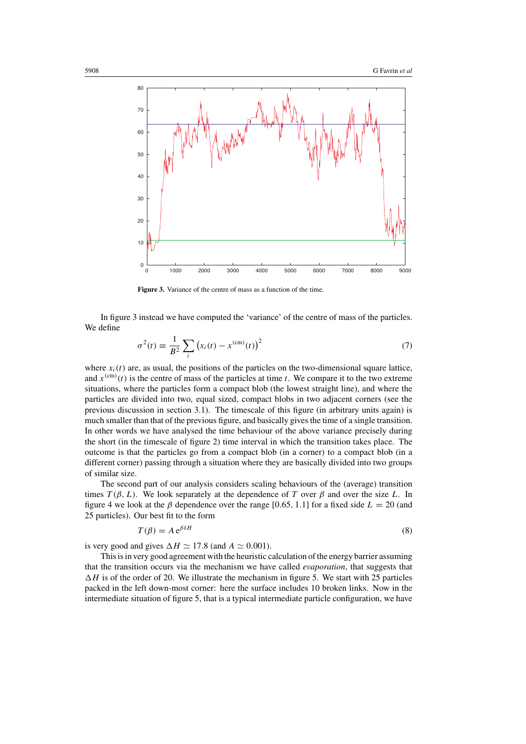**Figure 3.** Variance of the centre of mass as a function of the time.

In figure 3 instead we have computed the 'variance' of the centre of mass of the particles. We define

$$\sigma^2(t) \equiv \frac{1}{B^2} \sum_i \left(x_i(t) - x^{(\mathrm{cm})}(t)\right)^2 \tag{7}$$

where $x_i(t)$ are, as usual, the positions of the particles on the two-dimensional square lattice, and $x^{(\mathrm{cm})}(t)$ is the centre of mass of the particles at time $t$. We compare it to the two extreme situations, where the particles form a compact blob (the lowest straight line), and where the particles are divided into two, equal sized, compact blobs in two adjacent corners (see the previous discussion in section 3.1). The timescale of this figure (in arbitrary units again) is much smaller than that of the previous figure, and basically gives the time of a single transition. In other words we have analysed the time behaviour of the above variance precisely during the short (in the timescale of figure 2) time interval in which the transition takes place. The outcome is that the particles go from a compact blob (in a corner) to a compact blob (in a different corner) passing through a situation where they are basically divided into two groups of similar size.

The second part of our analysis considers scaling behaviours of the (average) transition times $T(\beta, L)$. We look separately at the dependence of $T$ over $\beta$ and over the size $L$. In figure 4 we look at the $\beta$ dependence over the range [0.65, 1.1] for a fixed side $L = 20$ (and 25 particles). Our best fit to the form

$$T(\beta) = A\,\mathrm{e}^{\beta\delta H} \tag{8}$$

is very good and gives $\Delta H \simeq 17.8$ (and $A \simeq 0.001$).

This is in very good agreement with the heuristic calculation of the energy barrier assuming that the transition occurs via the mechanism we have called *evaporation*, that suggests that $\Delta H$ is of the order of 20. We illustrate the mechanism in figure 5. We start with 25 particles packed in the left down-most corner: here the surface includes 10 broken links. Now in the intermediate situation of figure 5, that is a typical intermediate particle configuration, we have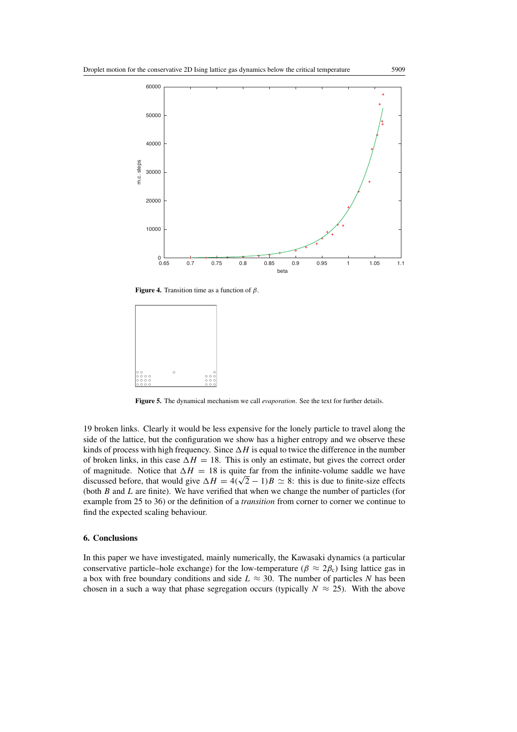**Figure 4.** Transition time as a function of $\beta$.

**Figure 5.** The dynamical mechanism we call *evaporation*. See the text for further details.

19 broken links. Clearly it would be less expensive for the lonely particle to travel along the side of the lattice, but the configuration we show has a higher entropy and we observe these kinds of process with high frequency. Since $\Delta H$ is equal to twice the difference in the number of broken links, in this case $\Delta H = 18$. This is only an estimate, but gives the correct order of magnitude. Notice that $\Delta H = 18$ is quite far from the infinite-volume saddle we have discussed before, that would give $\Delta H = 4(\sqrt{2} - 1)B \simeq 8$: this is due to finite-size effects (both $B$ and $L$ are finite). We have verified that when we change the number of particles (for example from 25 to 36) or the definition of a *transition* from corner to corner we continue to find the expected scaling behaviour.

## 6. Conclusions

In this paper we have investigated, mainly numerically, the Kawasaki dynamics (a particular conservative particle–hole exchange) for the low-temperature ($\beta \approx 2\beta_c$) Ising lattice gas in a box with free boundary conditions and side $L \approx 30$. The number of particles $N$ has been chosen in a such a way that phase segregation occurs (typically $N \approx 25$). With the above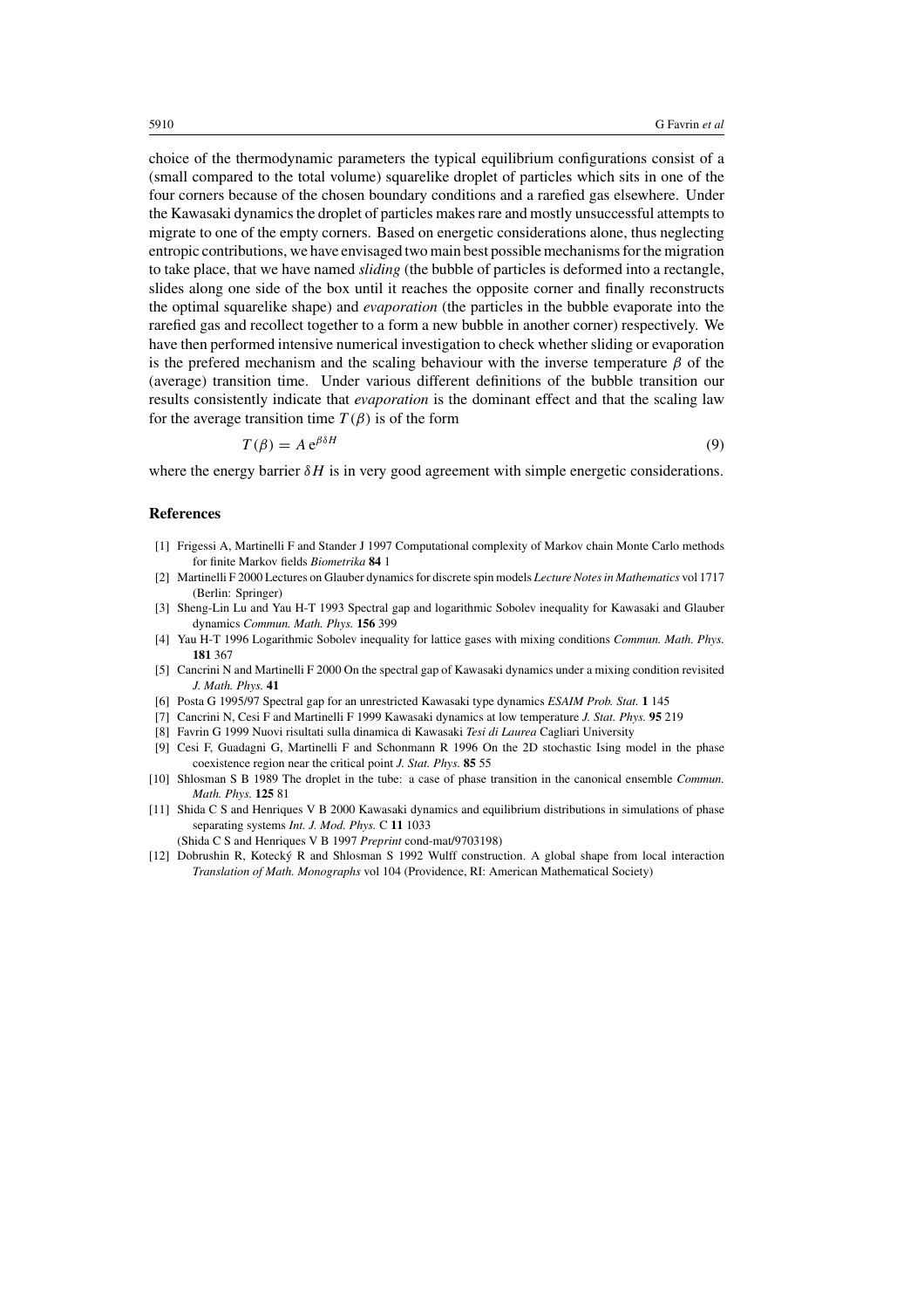choice of the thermodynamic parameters the typical equilibrium configurations consist of a (small compared to the total volume) squarelike droplet of particles which sits in one of the four corners because of the chosen boundary conditions and a rarefied gas elsewhere. Under the Kawasaki dynamics the droplet of particles makes rare and mostly unsuccessful attempts to migrate to one of the empty corners. Based on energetic considerations alone, thus neglecting entropic contributions, we have envisaged two main best possible mechanisms for the migration to take place, that we have named *sliding* (the bubble of particles is deformed into a rectangle, slides along one side of the box until it reaches the opposite corner and finally reconstructs the optimal squarelike shape) and *evaporation* (the particles in the bubble evaporate into the rarefied gas and recollect together to a form a new bubble in another corner) respectively. We have then performed intensive numerical investigation to check whether sliding or evaporation is the prefered mechanism and the scaling behaviour with the inverse temperature $\beta$ of the (average) transition time. Under various different definitions of the bubble transition our results consistently indicate that *evaporation* is the dominant effect and that the scaling law for the average transition time $T(\beta)$ is of the form

$$T(\beta) = A\,\mathrm{e}^{\beta\delta H} \tag{9}$$

where the energy barrier $\delta H$ is in very good agreement with simple energetic considerations.

## References

[1] Frigessi A, Martinelli F and Stander J 1997 Computational complexity of Markov chain Monte Carlo methods for finite Markov fields *Biometrika* **84** 1

[2] Martinelli F 2000 Lectures on Glauber dynamics for discrete spin models *Lecture Notes in Mathematics* vol 1717 (Berlin: Springer)

[3] Sheng-Lin Lu and Yau H-T 1993 Spectral gap and logarithmic Sobolev inequality for Kawasaki and Glauber dynamics *Commun. Math. Phys.* **156** 399

[4] Yau H-T 1996 Logarithmic Sobolev inequality for lattice gases with mixing conditions *Commun. Math. Phys.* **181** 367

[5] Cancrini N and Martinelli F 2000 On the spectral gap of Kawasaki dynamics under a mixing condition revisited *J. Math. Phys.* **41**

[6] Posta G 1995/97 Spectral gap for an unrestricted Kawasaki type dynamics *ESAIM Prob. Stat.* **1** 145

[7] Cancrini N, Cesi F and Martinelli F 1999 Kawasaki dynamics at low temperature *J. Stat. Phys.* **95** 219

[8] Favrin G 1999 Nuovi risultati sulla dinamica di Kawasaki *Tesi di Laurea* Cagliari University

[9] Cesi F, Guadagni G, Martinelli F and Schonmann R 1996 On the 2D stochastic Ising model in the phase coexistence region near the critical point *J. Stat. Phys.* **85** 55

[10] Shlosman S B 1989 The droplet in the tube: a case of phase transition in the canonical ensemble *Commun. Math. Phys.* **125** 81

[11] Shida C S and Henriques V B 2000 Kawasaki dynamics and equilibrium distributions in simulations of phase separating systems *Int. J. Mod. Phys.* C **11** 1033
(Shida C S and Henriques V B 1997 *Preprint* cond-mat/9703198)

[12] Dobrushin R, Kotecký R and Shlosman S 1992 Wulff construction. A global shape from local interaction *Translation of Math. Monographs* vol 104 (Providence, RI: American Mathematical Society)